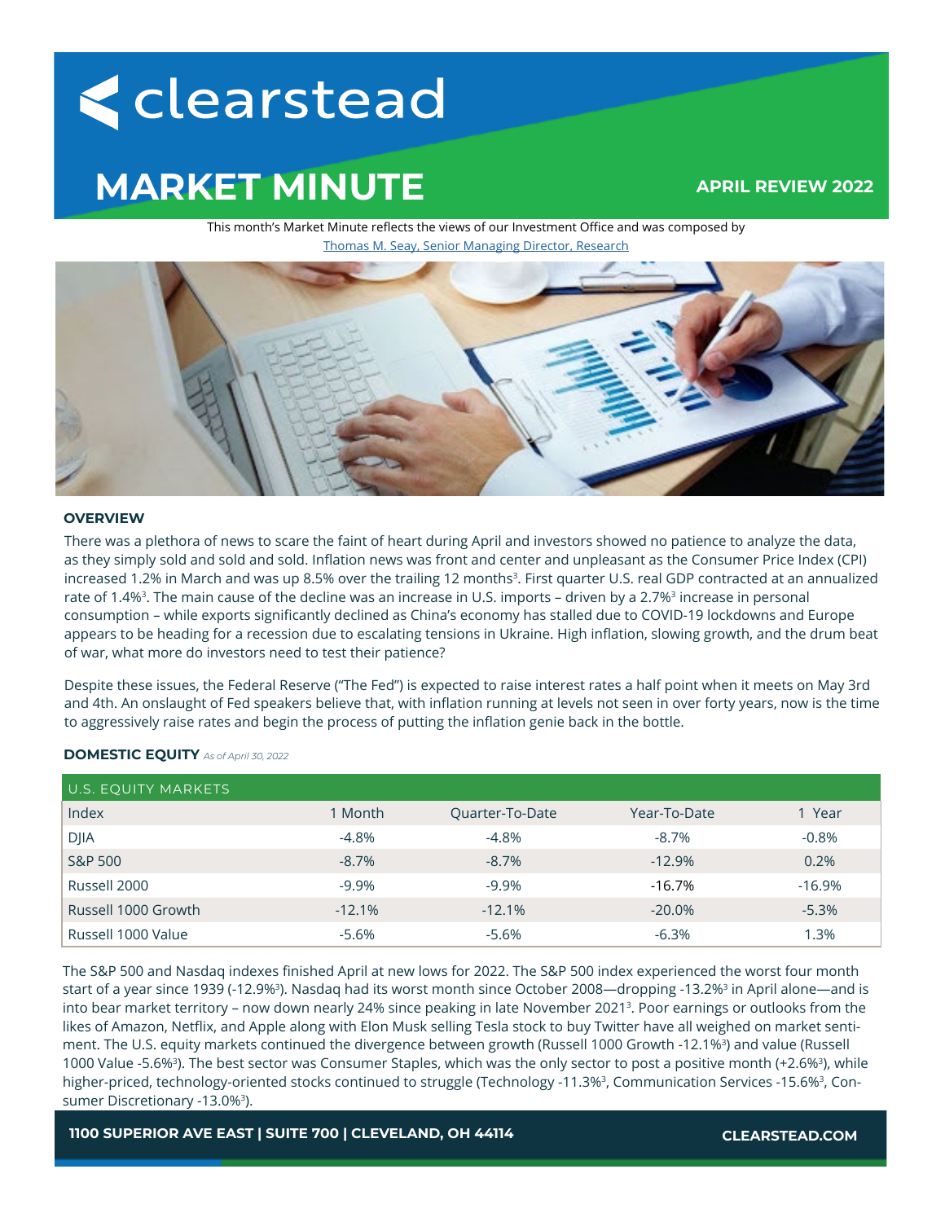# clearstead

# MARKET MINUTE

**APRIL REVIEW 2022**

This month's Market Minute reflects the views of our Investment Office and was composed by
Thomas M. Seay, Senior Managing Director, Research

## OVERVIEW

There was a plethora of news to scare the faint of heart during April and investors showed no patience to analyze the data, as they simply sold and sold and sold. Inflation news was front and center and unpleasant as the Consumer Price Index (CPI) increased 1.2% in March and was up 8.5% over the trailing 12 months[3]. First quarter U.S. real GDP contracted at an annualized rate of 1.4%[3]. The main cause of the decline was an increase in U.S. imports – driven by a 2.7%[3] increase in personal consumption – while exports significantly declined as China's economy has stalled due to COVID-19 lockdowns and Europe appears to be heading for a recession due to escalating tensions in Ukraine. High inflation, slowing growth, and the drum beat of war, what more do investors need to test their patience?

Despite these issues, the Federal Reserve ("The Fed") is expected to raise interest rates a half point when it meets on May 3rd and 4th. An onslaught of Fed speakers believe that, with inflation running at levels not seen in over forty years, now is the time to aggressively raise rates and begin the process of putting the inflation genie back in the bottle.

## DOMESTIC EQUITY *As of April 30, 2022*

| U.S. EQUITY MARKETS | | | | |
|---|---|---|---|---|
| Index | 1 Month | Quarter-To-Date | Year-To-Date | 1 Year |
| DJIA | -4.8% | -4.8% | -8.7% | -0.8% |
| S&P 500 | -8.7% | -8.7% | -12.9% | 0.2% |
| Russell 2000 | -9.9% | -9.9% | -16.7% | -16.9% |
| Russell 1000 Growth | -12.1% | -12.1% | -20.0% | -5.3% |
| Russell 1000 Value | -5.6% | -5.6% | -6.3% | 1.3% |

The S&P 500 and Nasdaq indexes finished April at new lows for 2022. The S&P 500 index experienced the worst four month start of a year since 1939 (-12.9%[3]). Nasdaq had its worst month since October 2008—dropping -13.2%[3] in April alone—and is into bear market territory – now down nearly 24% since peaking in late November 2021[3]. Poor earnings or outlooks from the likes of Amazon, Netflix, and Apple along with Elon Musk selling Tesla stock to buy Twitter have all weighed on market sentiment. The U.S. equity markets continued the divergence between growth (Russell 1000 Growth -12.1%[3]) and value (Russell 1000 Value -5.6%[3]). The best sector was Consumer Staples, which was the only sector to post a positive month (+2.6%[3]), while higher-priced, technology-oriented stocks continued to struggle (Technology -11.3%[3], Communication Services -15.6%[3], Consumer Discretionary -13.0%[3]).

1100 SUPERIOR AVE EAST | SUITE 700 | CLEVELAND, OH 44114    CLEARSTEAD.COM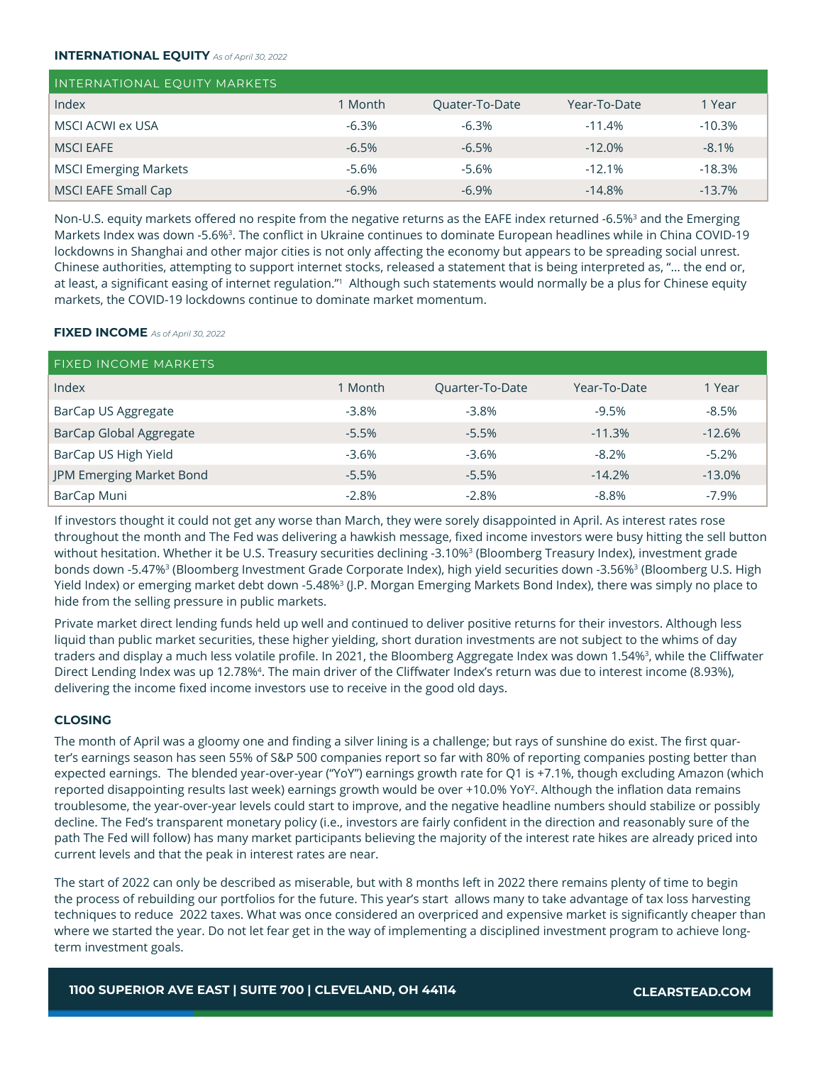**INTERNATIONAL EQUITY** *As of April 30, 2022*

| INTERNATIONAL EQUITY MARKETS | | | | |
|---|---|---|---|---|
| Index | 1 Month | Quater-To-Date | Year-To-Date | 1 Year |
| MSCI ACWI ex USA | -6.3% | -6.3% | -11.4% | -10.3% |
| MSCI EAFE | -6.5% | -6.5% | -12.0% | -8.1% |
| MSCI Emerging Markets | -5.6% | -5.6% | -12.1% | -18.3% |
| MSCI EAFE Small Cap | -6.9% | -6.9% | -14.8% | -13.7% |

Non-U.S. equity markets offered no respite from the negative returns as the EAFE index returned -6.5%[3] and the Emerging Markets Index was down -5.6%[3]. The conflict in Ukraine continues to dominate European headlines while in China COVID-19 lockdowns in Shanghai and other major cities is not only affecting the economy but appears to be spreading social unrest. Chinese authorities, attempting to support internet stocks, released a statement that is being interpreted as, "... the end or, at least, a significant easing of internet regulation."[1] Although such statements would normally be a plus for Chinese equity markets, the COVID-19 lockdowns continue to dominate market momentum.

**FIXED INCOME** *As of April 30, 2022*

| FIXED INCOME MARKETS | | | | |
|---|---|---|---|---|
| Index | 1 Month | Quarter-To-Date | Year-To-Date | 1 Year |
| BarCap US Aggregate | -3.8% | -3.8% | -9.5% | -8.5% |
| BarCap Global Aggregate | -5.5% | -5.5% | -11.3% | -12.6% |
| BarCap US High Yield | -3.6% | -3.6% | -8.2% | -5.2% |
| JPM Emerging Market Bond | -5.5% | -5.5% | -14.2% | -13.0% |
| BarCap Muni | -2.8% | -2.8% | -8.8% | -7.9% |

If investors thought it could not get any worse than March, they were sorely disappointed in April. As interest rates rose throughout the month and The Fed was delivering a hawkish message, fixed income investors were busy hitting the sell button without hesitation. Whether it be U.S. Treasury securities declining -3.10%[3] (Bloomberg Treasury Index), investment grade bonds down -5.47%[3] (Bloomberg Investment Grade Corporate Index), high yield securities down -3.56%[3] (Bloomberg U.S. High Yield Index) or emerging market debt down -5.48%[3] (J.P. Morgan Emerging Markets Bond Index), there was simply no place to hide from the selling pressure in public markets.

Private market direct lending funds held up well and continued to deliver positive returns for their investors. Although less liquid than public market securities, these higher yielding, short duration investments are not subject to the whims of day traders and display a much less volatile profile. In 2021, the Bloomberg Aggregate Index was down 1.54%[3], while the Cliffwater Direct Lending Index was up 12.78%[4]. The main driver of the Cliffwater Index's return was due to interest income (8.93%), delivering the income fixed income investors use to receive in the good old days.

**CLOSING**

The month of April was a gloomy one and finding a silver lining is a challenge; but rays of sunshine do exist. The first quarter's earnings season has seen 55% of S&P 500 companies report so far with 80% of reporting companies posting better than expected earnings. The blended year-over-year ("YoY") earnings growth rate for Q1 is +7.1%, though excluding Amazon (which reported disappointing results last week) earnings growth would be over +10.0% YoY[2]. Although the inflation data remains troublesome, the year-over-year levels could start to improve, and the negative headline numbers should stabilize or possibly decline. The Fed's transparent monetary policy (i.e., investors are fairly confident in the direction and reasonably sure of the path The Fed will follow) has many market participants believing the majority of the interest rate hikes are already priced into current levels and that the peak in interest rates are near.

The start of 2022 can only be described as miserable, but with 8 months left in 2022 there remains plenty of time to begin the process of rebuilding our portfolios for the future. This year's start allows many to take advantage of tax loss harvesting techniques to reduce 2022 taxes. What was once considered an overpriced and expensive market is significantly cheaper than where we started the year. Do not let fear get in the way of implementing a disciplined investment program to achieve long-term investment goals.

**1100 SUPERIOR AVE EAST | SUITE 700 | CLEVELAND, OH 44114** **CLEARSTEAD.COM**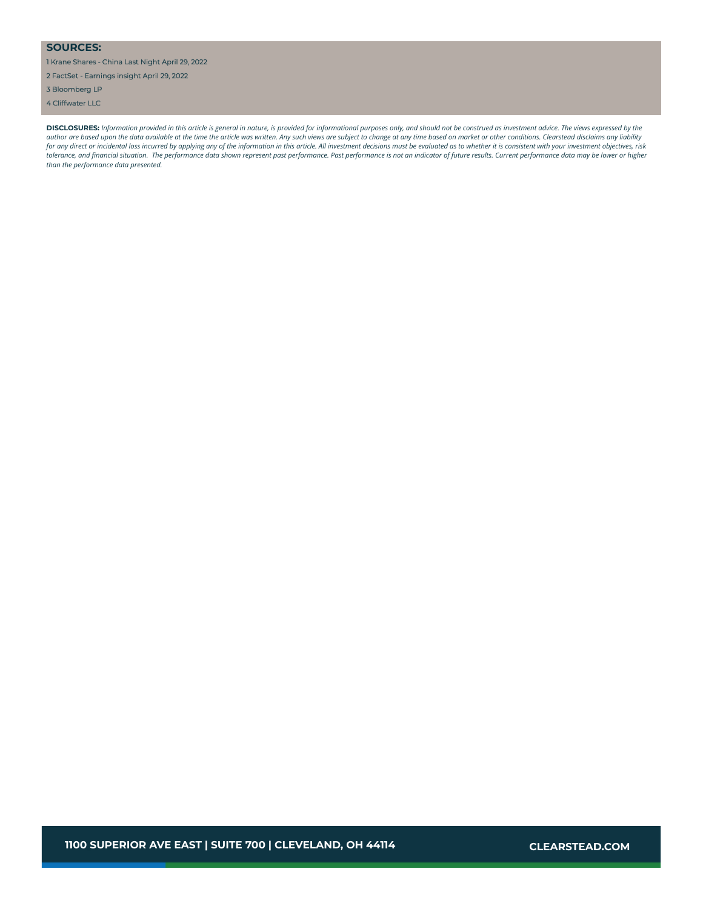## SOURCES:

1 Krane Shares - China Last Night April 29, 2022

2 FactSet - Earnings insight April 29, 2022

3 Bloomberg LP

4 Cliffwater LLC

**DISCLOSURES:** *Information provided in this article is general in nature, is provided for informational purposes only, and should not be construed as investment advice. The views expressed by the author are based upon the data available at the time the article was written. Any such views are subject to change at any time based on market or other conditions. Clearstead disclaims any liability for any direct or incidental loss incurred by applying any of the information in this article. All investment decisions must be evaluated as to whether it is consistent with your investment objectives, risk tolerance, and financial situation. The performance data shown represent past performance. Past performance is not an indicator of future results. Current performance data may be lower or higher than the performance data presented.*

1100 SUPERIOR AVE EAST | SUITE 700 | CLEVELAND, OH 44114

CLEARSTEAD.COM